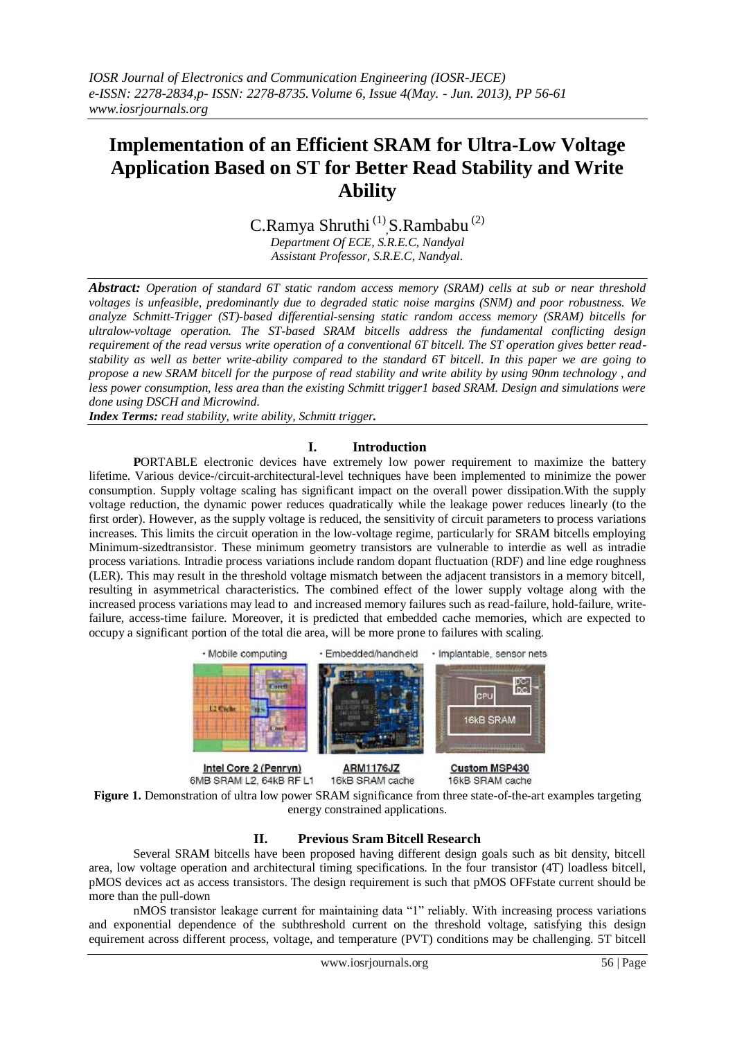# Implementation of an Efficient SRAM for Ultra-Low Voltage Application Based on ST for Better Read Stability and Write Ability

C.Ramya Shruthi [(1)], S.Rambabu [(2)]

*Department Of ECE, S.R.E.C, Nandyal*
*Assistant Professor, S.R.E.C, Nandyal.*

***Abstract:*** *Operation of standard 6T static random access memory (SRAM) cells at sub or near threshold voltages is unfeasible, predominantly due to degraded static noise margins (SNM) and poor robustness. We analyze Schmitt-Trigger (ST)-based differential-sensing static random access memory (SRAM) bitcells for ultralow-voltage operation. The ST-based SRAM bitcells address the fundamental conflicting design requirement of the read versus write operation of a conventional 6T bitcell. The ST operation gives better read-stability as well as better write-ability compared to the standard 6T bitcell. In this paper we are going to propose a new SRAM bitcell for the purpose of read stability and write ability by using 90nm technology , and less power consumption, less area than the existing Schmitt trigger1 based SRAM. Design and simulations were done using DSCH and Microwind.*

***Index Terms:*** *read stability, write ability, Schmitt trigger.*

## I. Introduction

**P**ORTABLE electronic devices have extremely low power requirement to maximize the battery lifetime. Various device-/circuit-architectural-level techniques have been implemented to minimize the power consumption. Supply voltage scaling has significant impact on the overall power dissipation.With the supply voltage reduction, the dynamic power reduces quadratically while the leakage power reduces linearly (to the first order). However, as the supply voltage is reduced, the sensitivity of circuit parameters to process variations increases. This limits the circuit operation in the low-voltage regime, particularly for SRAM bitcells employing Minimum-sizedtransistor. These minimum geometry transistors are vulnerable to interdie as well as intradie process variations. Intradie process variations include random dopant fluctuation (RDF) and line edge roughness (LER). This may result in the threshold voltage mismatch between the adjacent transistors in a memory bitcell, resulting in asymmetrical characteristics. The combined effect of the lower supply voltage along with the increased process variations may lead to and increased memory failures such as read-failure, hold-failure, write-failure, access-time failure. Moreover, it is predicted that embedded cache memories, which are expected to occupy a significant portion of the total die area, will be more prone to failures with scaling.

**Figure 1.** Demonstration of ultra low power SRAM significance from three state-of-the-art examples targeting energy constrained applications.

## II. Previous Sram Bitcell Research

Several SRAM bitcells have been proposed having different design goals such as bit density, bitcell area, low voltage operation and architectural timing specifications. In the four transistor (4T) loadless bitcell, pMOS devices act as access transistors. The design requirement is such that pMOS OFFstate current should be more than the pull-down

nMOS transistor leakage current for maintaining data "1" reliably. With increasing process variations and exponential dependence of the subthreshold current on the threshold voltage, satisfying this design equirement across different process, voltage, and temperature (PVT) conditions may be challenging. 5T bitcell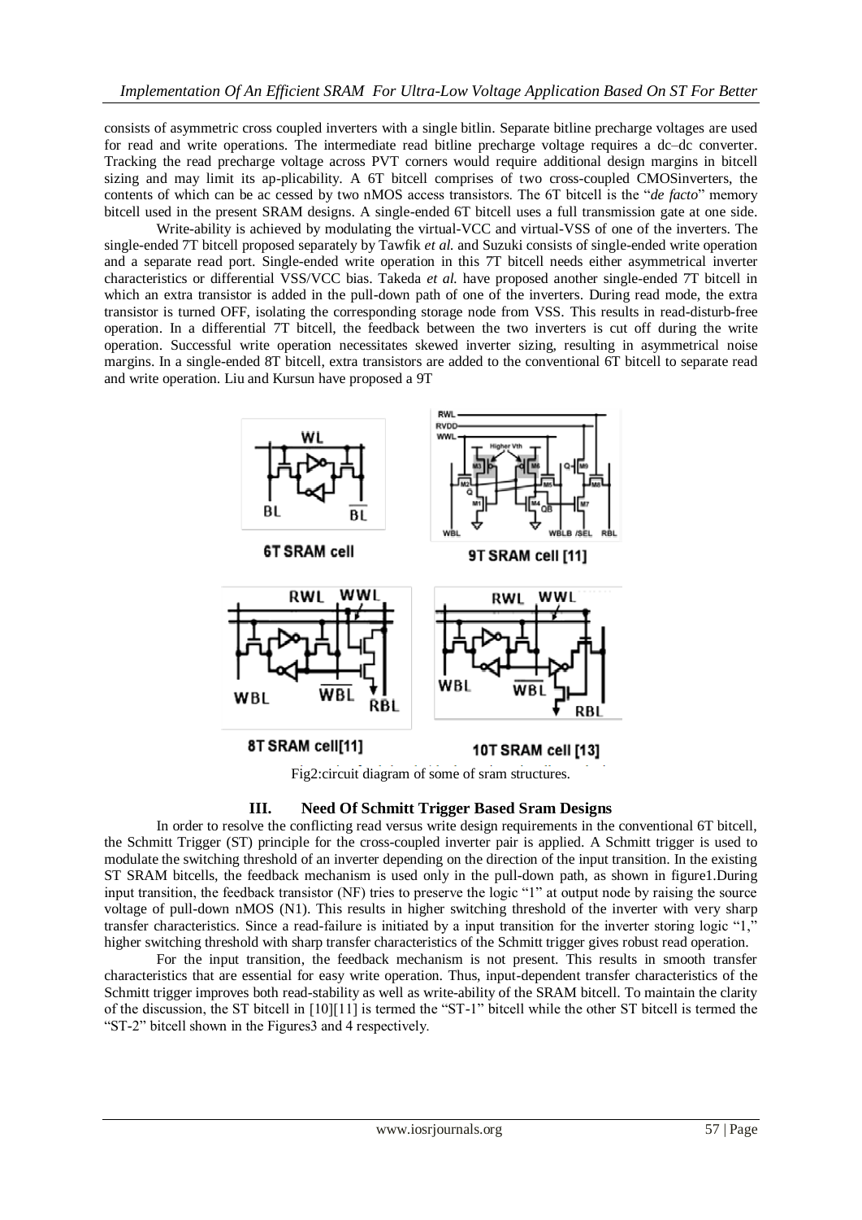consists of asymmetric cross coupled inverters with a single bitlin. Separate bitline precharge voltages are used for read and write operations. The intermediate read bitline precharge voltage requires a dc–dc converter. Tracking the read precharge voltage across PVT corners would require additional design margins in bitcell sizing and may limit its ap-plicability. A 6T bitcell comprises of two cross-coupled CMOSinverters, the contents of which can be ac cessed by two nMOS access transistors. The 6T bitcell is the "*de facto*" memory bitcell used in the present SRAM designs. A single-ended 6T bitcell uses a full transmission gate at one side.

Write-ability is achieved by modulating the virtual-VCC and virtual-VSS of one of the inverters. The single-ended 7T bitcell proposed separately by Tawfik *et al.* and Suzuki consists of single-ended write operation and a separate read port. Single-ended write operation in this 7T bitcell needs either asymmetrical inverter characteristics or differential VSS/VCC bias. Takeda *et al.* have proposed another single-ended 7T bitcell in which an extra transistor is added in the pull-down path of one of the inverters. During read mode, the extra transistor is turned OFF, isolating the corresponding storage node from VSS. This results in read-disturb-free operation. In a differential 7T bitcell, the feedback between the two inverters is cut off during the write operation. Successful write operation necessitates skewed inverter sizing, resulting in asymmetrical noise margins. In a single-ended 8T bitcell, extra transistors are added to the conventional 6T bitcell to separate read and write operation. Liu and Kursun have proposed a 9T

6T SRAM cell

9T SRAM cell [11]

8T SRAM cell[11]

10T SRAM cell [13]

Fig2:circuit diagram of some of sram structures.

## III. Need Of Schmitt Trigger Based Sram Designs

In order to resolve the conflicting read versus write design requirements in the conventional 6T bitcell, the Schmitt Trigger (ST) principle for the cross-coupled inverter pair is applied. A Schmitt trigger is used to modulate the switching threshold of an inverter depending on the direction of the input transition. In the existing ST SRAM bitcells, the feedback mechanism is used only in the pull-down path, as shown in figure1.During input transition, the feedback transistor (NF) tries to preserve the logic "1" at output node by raising the source voltage of pull-down nMOS (N1). This results in higher switching threshold of the inverter with very sharp transfer characteristics. Since a read-failure is initiated by a input transition for the inverter storing logic "1," higher switching threshold with sharp transfer characteristics of the Schmitt trigger gives robust read operation.

For the input transition, the feedback mechanism is not present. This results in smooth transfer characteristics that are essential for easy write operation. Thus, input-dependent transfer characteristics of the Schmitt trigger improves both read-stability as well as write-ability of the SRAM bitcell. To maintain the clarity of the discussion, the ST bitcell in [10][11] is termed the "ST-1" bitcell while the other ST bitcell is termed the "ST-2" bitcell shown in the Figures3 and 4 respectively.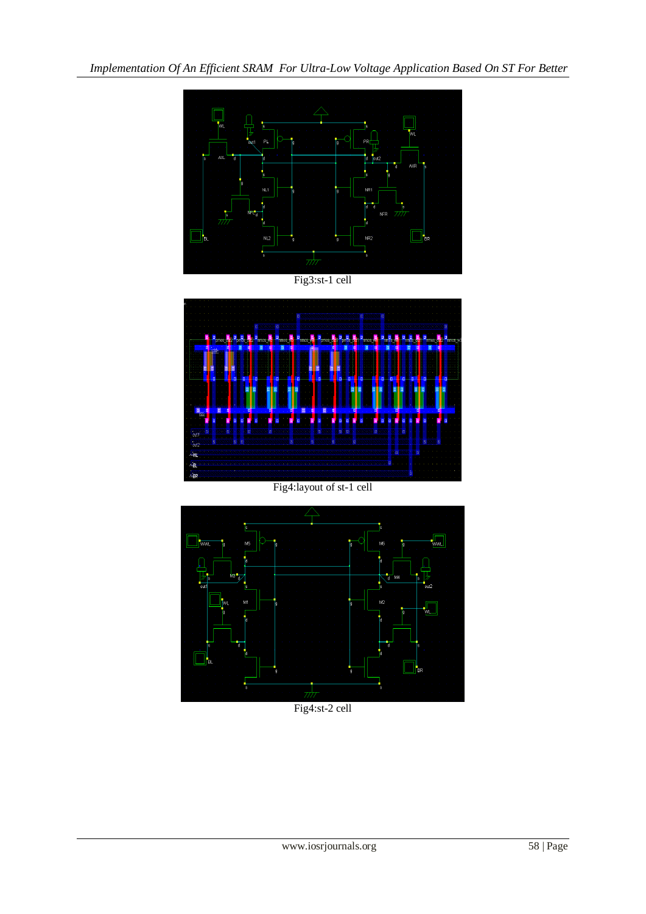Fig3:st-1 cell

Fig4:layout of st-1 cell

Fig4:st-2 cell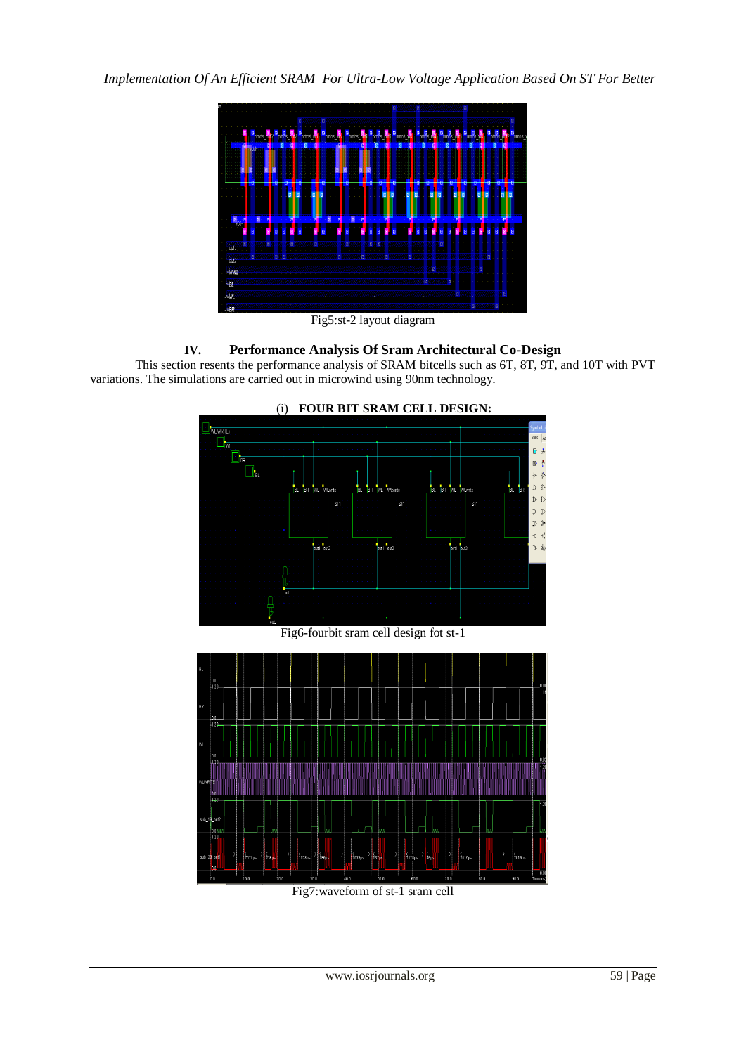Fig5:st-2 layout diagram

## IV. Performance Analysis Of Sram Architectural Co-Design

This section resents the performance analysis of SRAM bitcells such as 6T, 8T, 9T, and 10T with PVT variations. The simulations are carried out in microwind using 90nm technology.

### (i) FOUR BIT SRAM CELL DESIGN:

Fig6-fourbit sram cell design fot st-1

Fig7:waveform of st-1 sram cell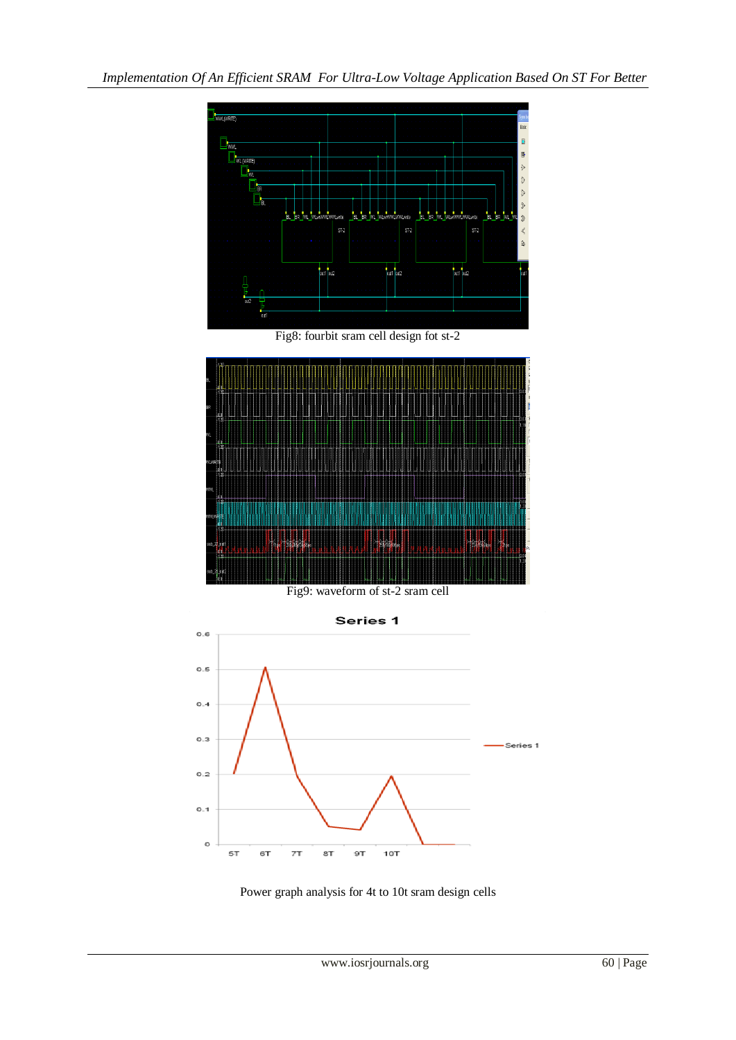Fig8: fourbit sram cell design fot st-2

Fig9: waveform of st-2 sram cell

Power graph analysis for 4t to 10t sram design cells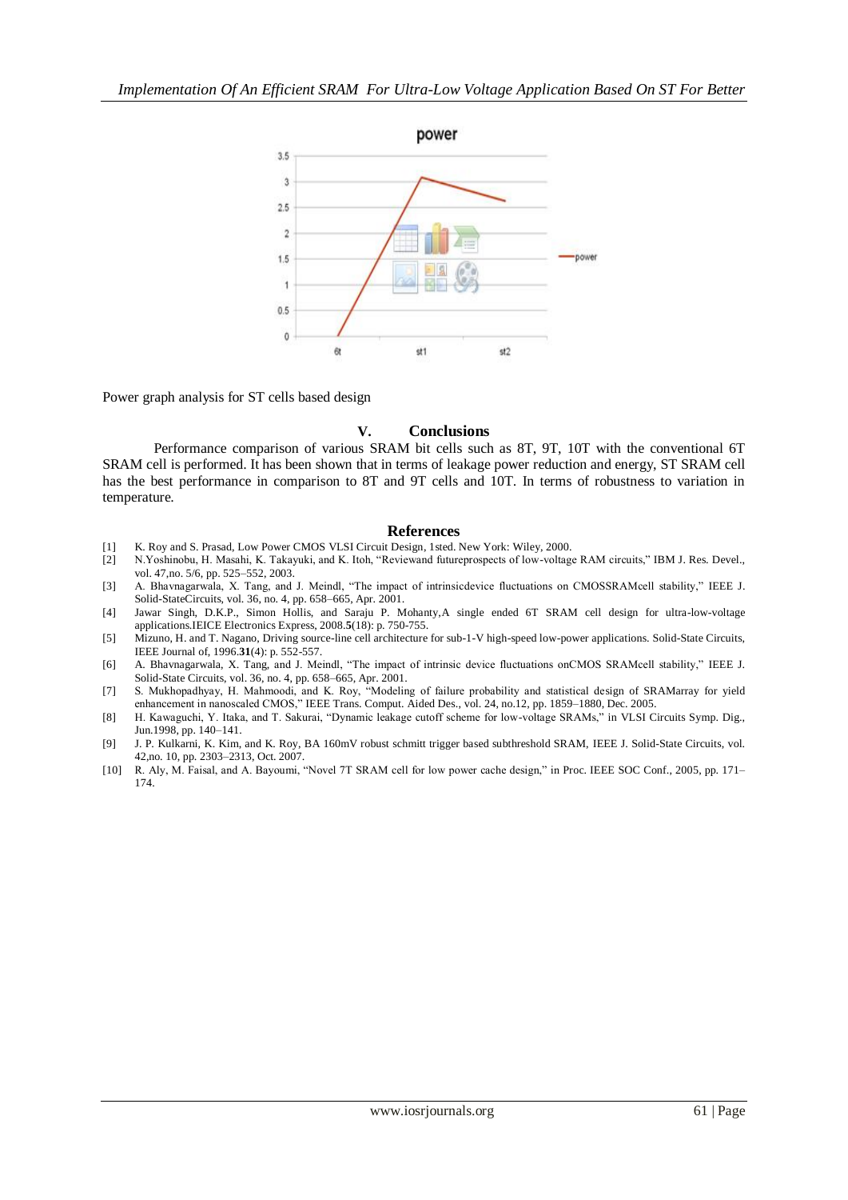power

3.5
3
2.5
2
1.5
1
0.5
0

6t
st1
st2

power

Power graph analysis for ST cells based design

## V. Conclusions

Performance comparison of various SRAM bit cells such as 8T, 9T, 10T with the conventional 6T SRAM cell is performed. It has been shown that in terms of leakage power reduction and energy, ST SRAM cell has the best performance in comparison to 8T and 9T cells and 10T. In terms of robustness to variation in temperature.

## References

[1] K. Roy and S. Prasad, Low Power CMOS VLSI Circuit Design, 1sted. New York: Wiley, 2000.

[2] N.Yoshinobu, H. Masahi, K. Takayuki, and K. Itoh, "Reviewand futureprospects of low-voltage RAM circuits," IBM J. Res. Devel., vol. 47,no. 5/6, pp. 525–552, 2003.

[3] A. Bhavnagarwala, X. Tang, and J. Meindl, "The impact of intrinsicdevice fluctuations on CMOSSRAMcell stability," IEEE J. Solid-StateCircuits, vol. 36, no. 4, pp. 658–665, Apr. 2001.

[4] Jawar Singh, D.K.P., Simon Hollis, and Saraju P. Mohanty,A single ended 6T SRAM cell design for ultra-low-voltage applications.IEICE Electronics Express, 2008.**5**(18): p. 750-755.

[5] Mizuno, H. and T. Nagano, Driving source-line cell architecture for sub-1-V high-speed low-power applications. Solid-State Circuits, IEEE Journal of, 1996.**31**(4): p. 552-557.

[6] A. Bhavnagarwala, X. Tang, and J. Meindl, "The impact of intrinsic device fluctuations onCMOS SRAMcell stability," IEEE J. Solid-State Circuits, vol. 36, no. 4, pp. 658–665, Apr. 2001.

[7] S. Mukhopadhyay, H. Mahmoodi, and K. Roy, "Modeling of failure probability and statistical design of SRAMarray for yield enhancement in nanoscaled CMOS," IEEE Trans. Comput. Aided Des., vol. 24, no.12, pp. 1859–1880, Dec. 2005.

[8] H. Kawaguchi, Y. Itaka, and T. Sakurai, "Dynamic leakage cutoff scheme for low-voltage SRAMs," in VLSI Circuits Symp. Dig., Jun.1998, pp. 140–141.

[9] J. P. Kulkarni, K. Kim, and K. Roy, BA 160mV robust schmitt trigger based subthreshold SRAM, IEEE J. Solid-State Circuits, vol. 42,no. 10, pp. 2303–2313, Oct. 2007.

[10] R. Aly, M. Faisal, and A. Bayoumi, "Novel 7T SRAM cell for low power cache design," in Proc. IEEE SOC Conf., 2005, pp. 171–174.